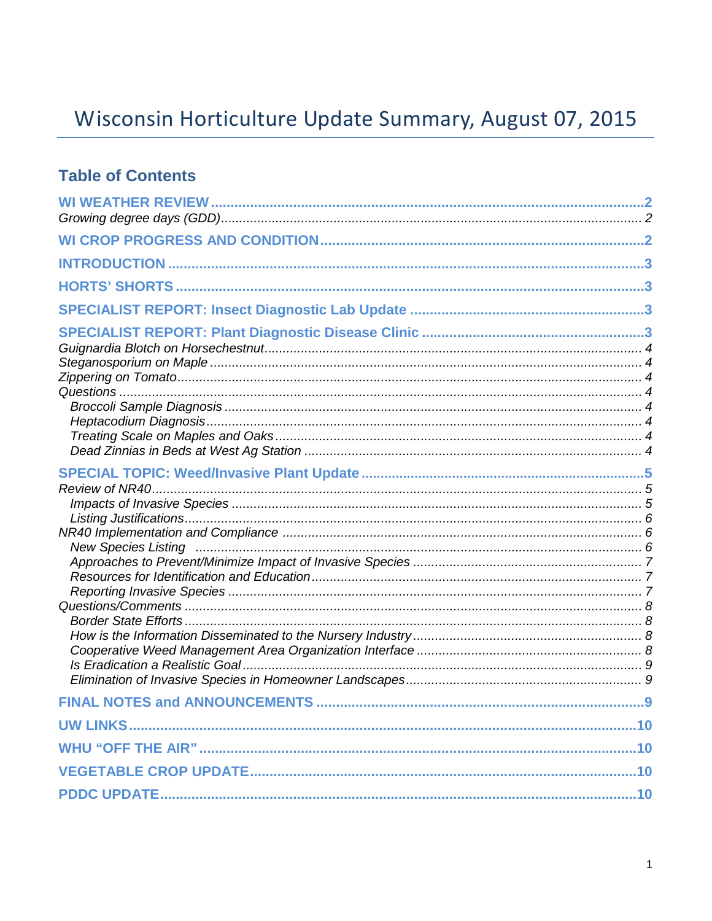# Wisconsin Horticulture Update Summary, August 07, 2015

## Table of Contents

**WI WEATHER REVIEW** ....................................................................................................2
*Growing degree days (GDD)*.......................................................................................... 2

**WI CROP PROGRESS AND CONDITION** .....................................................................2

**INTRODUCTION** ..............................................................................................................3

**HORTS' SHORTS** .............................................................................................................3

**SPECIALIST REPORT: Insect Diagnostic Lab Update** ................................................3

**SPECIALIST REPORT: Plant Diagnostic Disease Clinic** ............................................3
*Guignardia Blotch on Horsechestnut*.............................................................................. 4
*Steganosporium on Maple* ............................................................................................... 4
*Zippering on Tomato*........................................................................................................ 4
*Questions* .......................................................................................................................... 4
- *Broccoli Sample Diagnosis* ......................................................................................... 4
- *Heptacodium Diagnosis*.............................................................................................. 4
- *Treating Scale on Maples and Oaks*.......................................................................... 4
- *Dead Zinnias in Beds at West Ag Station* ................................................................. 4

**SPECIAL TOPIC: Weed/Invasive Plant Update** ...........................................................5
*Review of NR40*................................................................................................................. 5
- *Impacts of Invasive Species* ....................................................................................... 5
- *Listing Justifications*.................................................................................................... 6

*NR40 Implementation and Compliance* ......................................................................... 6
- *New Species Listing* ................................................................................................... 6
- *Approaches to Prevent/Minimize Impact of Invasive Species* .................................. 7
- *Resources for Identification and Education*.............................................................. 7
- *Reporting Invasive Species* ....................................................................................... 7

*Questions/Comments* ...................................................................................................... 8
- *Border State Efforts* .................................................................................................... 8
- *How is the Information Disseminated to the Nursery Industry*................................... 8
- *Cooperative Weed Management Area Organization Interface* .................................. 8
- *Is Eradication a Realistic Goal* .................................................................................. 9
- *Elimination of Invasive Species in Homeowner Landscapes*...................................... 9

**FINAL NOTES and ANNOUNCEMENTS** .......................................................................9

**UW LINKS**.........................................................................................................................10

**WHU "OFF THE AIR"** ......................................................................................................10

**VEGETABLE CROP UPDATE**..........................................................................................10

**PDDC UPDATE**.................................................................................................................10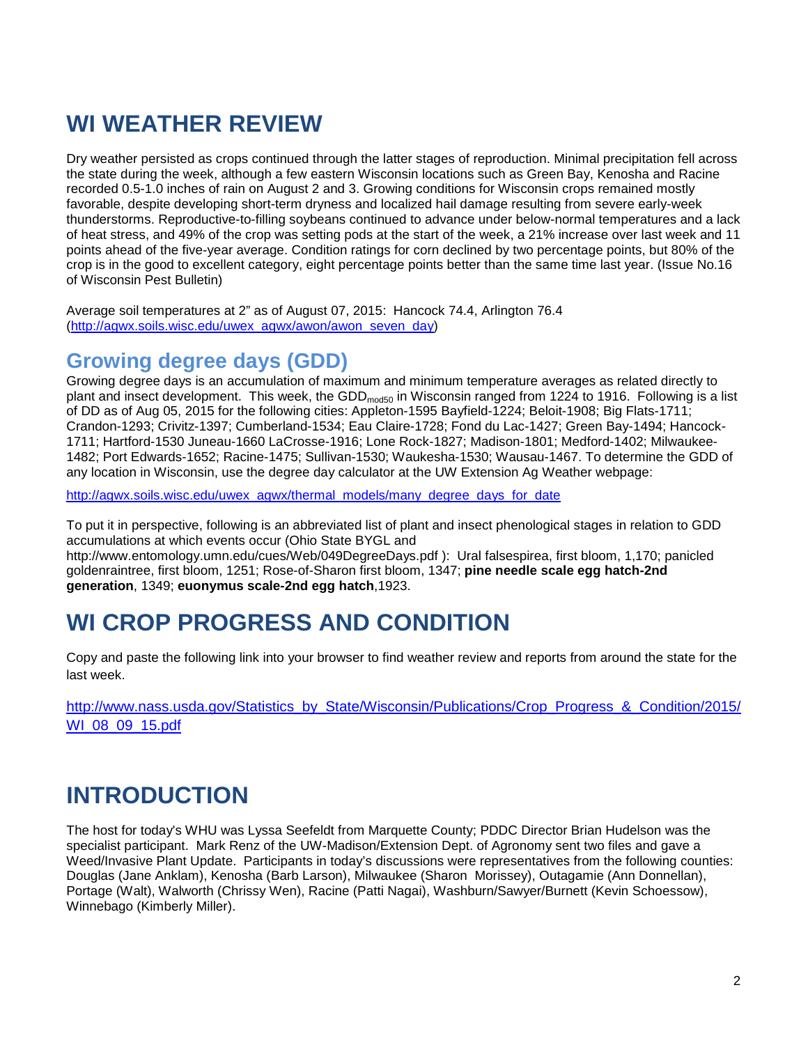# WI WEATHER REVIEW

Dry weather persisted as crops continued through the latter stages of reproduction. Minimal precipitation fell across the state during the week, although a few eastern Wisconsin locations such as Green Bay, Kenosha and Racine recorded 0.5-1.0 inches of rain on August 2 and 3. Growing conditions for Wisconsin crops remained mostly favorable, despite developing short-term dryness and localized hail damage resulting from severe early-week thunderstorms. Reproductive-to-filling soybeans continued to advance under below-normal temperatures and a lack of heat stress, and 49% of the crop was setting pods at the start of the week, a 21% increase over last week and 11 points ahead of the five-year average. Condition ratings for corn declined by two percentage points, but 80% of the crop is in the good to excellent category, eight percentage points better than the same time last year. (Issue No.16 of Wisconsin Pest Bulletin)

Average soil temperatures at 2" as of August 07, 2015: Hancock 74.4, Arlington 76.4 (http://agwx.soils.wisc.edu/uwex_agwx/awon/awon_seven_day)

## Growing degree days (GDD)

Growing degree days is an accumulation of maximum and minimum temperature averages as related directly to plant and insect development. This week, the $GDD_{mod50}$ in Wisconsin ranged from 1224 to 1916. Following is a list of DD as of Aug 05, 2015 for the following cities: Appleton-1595 Bayfield-1224; Beloit-1908; Big Flats-1711; Crandon-1293; Crivitz-1397; Cumberland-1534; Eau Claire-1728; Fond du Lac-1427; Green Bay-1494; Hancock-1711; Hartford-1530 Juneau-1660 LaCrosse-1916; Lone Rock-1827; Madison-1801; Medford-1402; Milwaukee-1482; Port Edwards-1652; Racine-1475; Sullivan-1530; Waukesha-1530; Wausau-1467. To determine the GDD of any location in Wisconsin, use the degree day calculator at the UW Extension Ag Weather webpage:

http://agwx.soils.wisc.edu/uwex_agwx/thermal_models/many_degree_days_for_date

To put it in perspective, following is an abbreviated list of plant and insect phenological stages in relation to GDD accumulations at which events occur (Ohio State BYGL and http://www.entomology.umn.edu/cues/Web/049DegreeDays.pdf ): Ural falsespirea, first bloom, 1,170; panicled goldenraintree, first bloom, 1251; Rose-of-Sharon first bloom, 1347; **pine needle scale egg hatch-2nd generation**, 1349; **euonymus scale-2nd egg hatch**,1923.

# WI CROP PROGRESS AND CONDITION

Copy and paste the following link into your browser to find weather review and reports from around the state for the last week.

http://www.nass.usda.gov/Statistics_by_State/Wisconsin/Publications/Crop_Progress_&_Condition/2015/WI_08_09_15.pdf

# INTRODUCTION

The host for today's WHU was Lyssa Seefeldt from Marquette County; PDDC Director Brian Hudelson was the specialist participant. Mark Renz of the UW-Madison/Extension Dept. of Agronomy sent two files and gave a Weed/Invasive Plant Update. Participants in today's discussions were representatives from the following counties: Douglas (Jane Anklam), Kenosha (Barb Larson), Milwaukee (Sharon Morissey), Outagamie (Ann Donnellan), Portage (Walt), Walworth (Chrissy Wen), Racine (Patti Nagai), Washburn/Sawyer/Burnett (Kevin Schoessow), Winnebago (Kimberly Miller).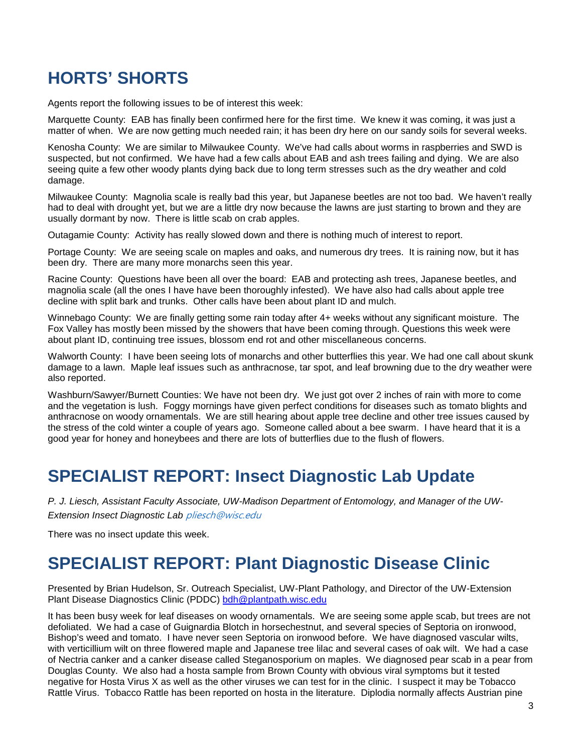# HORTS' SHORTS

Agents report the following issues to be of interest this week:

Marquette County: EAB has finally been confirmed here for the first time. We knew it was coming, it was just a matter of when. We are now getting much needed rain; it has been dry here on our sandy soils for several weeks.

Kenosha County: We are similar to Milwaukee County. We've had calls about worms in raspberries and SWD is suspected, but not confirmed. We have had a few calls about EAB and ash trees failing and dying. We are also seeing quite a few other woody plants dying back due to long term stresses such as the dry weather and cold damage.

Milwaukee County: Magnolia scale is really bad this year, but Japanese beetles are not too bad. We haven't really had to deal with drought yet, but we are a little dry now because the lawns are just starting to brown and they are usually dormant by now. There is little scab on crab apples.

Outagamie County: Activity has really slowed down and there is nothing much of interest to report.

Portage County: We are seeing scale on maples and oaks, and numerous dry trees. It is raining now, but it has been dry. There are many more monarchs seen this year.

Racine County: Questions have been all over the board: EAB and protecting ash trees, Japanese beetles, and magnolia scale (all the ones I have have been thoroughly infested). We have also had calls about apple tree decline with split bark and trunks. Other calls have been about plant ID and mulch.

Winnebago County: We are finally getting some rain today after 4+ weeks without any significant moisture. The Fox Valley has mostly been missed by the showers that have been coming through. Questions this week were about plant ID, continuing tree issues, blossom end rot and other miscellaneous concerns.

Walworth County: I have been seeing lots of monarchs and other butterflies this year. We had one call about skunk damage to a lawn. Maple leaf issues such as anthracnose, tar spot, and leaf browning due to the dry weather were also reported.

Washburn/Sawyer/Burnett Counties: We have not been dry. We just got over 2 inches of rain with more to come and the vegetation is lush. Foggy mornings have given perfect conditions for diseases such as tomato blights and anthracnose on woody ornamentals. We are still hearing about apple tree decline and other tree issues caused by the stress of the cold winter a couple of years ago. Someone called about a bee swarm. I have heard that it is a good year for honey and honeybees and there are lots of butterflies due to the flush of flowers.

# SPECIALIST REPORT: Insect Diagnostic Lab Update

*P. J. Liesch, Assistant Faculty Associate, UW-Madison Department of Entomology, and Manager of the UW-Extension Insect Diagnostic Lab pliesch@wisc.edu*

There was no insect update this week.

# SPECIALIST REPORT: Plant Diagnostic Disease Clinic

Presented by Brian Hudelson, Sr. Outreach Specialist, UW-Plant Pathology, and Director of the UW-Extension Plant Disease Diagnostics Clinic (PDDC) bdh@plantpath.wisc.edu

It has been busy week for leaf diseases on woody ornamentals. We are seeing some apple scab, but trees are not defoliated. We had a case of Guignardia Blotch in horsechestnut, and several species of Septoria on ironwood, Bishop's weed and tomato. I have never seen Septoria on ironwood before. We have diagnosed vascular wilts, with verticillium wilt on three flowered maple and Japanese tree lilac and several cases of oak wilt. We had a case of Nectria canker and a canker disease called Steganosporium on maples. We diagnosed pear scab in a pear from Douglas County. We also had a hosta sample from Brown County with obvious viral symptoms but it tested negative for Hosta Virus X as well as the other viruses we can test for in the clinic. I suspect it may be Tobacco Rattle Virus. Tobacco Rattle has been reported on hosta in the literature. Diplodia normally affects Austrian pine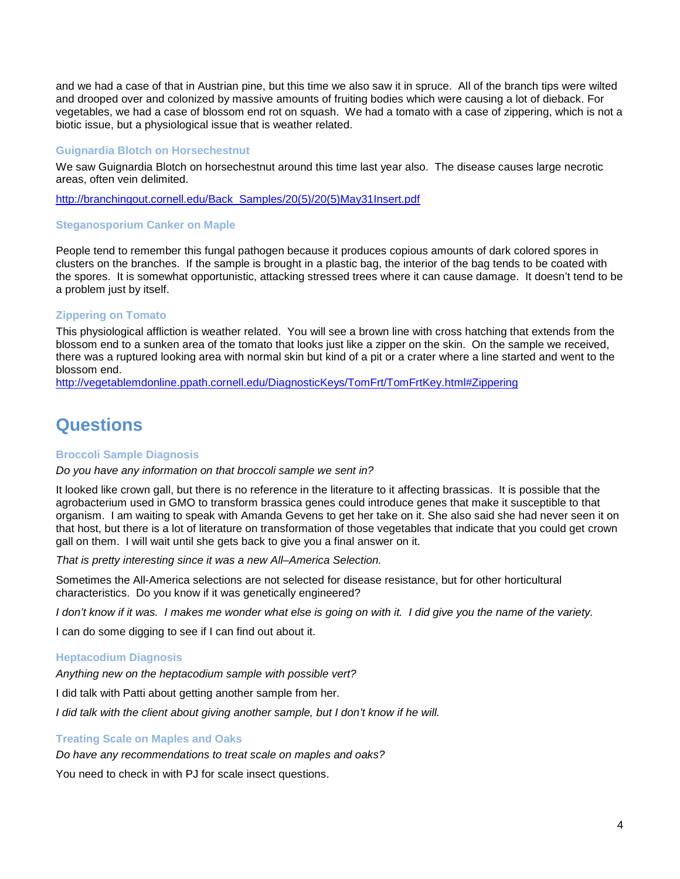and we had a case of that in Austrian pine, but this time we also saw it in spruce. All of the branch tips were wilted and drooped over and colonized by massive amounts of fruiting bodies which were causing a lot of dieback. For vegetables, we had a case of blossom end rot on squash. We had a tomato with a case of zippering, which is not a biotic issue, but a physiological issue that is weather related.

### Guignardia Blotch on Horsechestnut

We saw Guignardia Blotch on horsechestnut around this time last year also. The disease causes large necrotic areas, often vein delimited.

http://branchingout.cornell.edu/Back_Samples/20(5)/20(5)May31Insert.pdf

### Steganosporium Canker on Maple

People tend to remember this fungal pathogen because it produces copious amounts of dark colored spores in clusters on the branches. If the sample is brought in a plastic bag, the interior of the bag tends to be coated with the spores. It is somewhat opportunistic, attacking stressed trees where it can cause damage. It doesn't tend to be a problem just by itself.

### Zippering on Tomato

This physiological affliction is weather related. You will see a brown line with cross hatching that extends from the blossom end to a sunken area of the tomato that looks just like a zipper on the skin. On the sample we received, there was a ruptured looking area with normal skin but kind of a pit or a crater where a line started and went to the blossom end.
http://vegetablemdonline.ppath.cornell.edu/DiagnosticKeys/TomFrt/TomFrtKey.html#Zippering

## Questions

### Broccoli Sample Diagnosis

*Do you have any information on that broccoli sample we sent in?*

It looked like crown gall, but there is no reference in the literature to it affecting brassicas. It is possible that the agrobacterium used in GMO to transform brassica genes could introduce genes that make it susceptible to that organism. I am waiting to speak with Amanda Gevens to get her take on it. She also said she had never seen it on that host, but there is a lot of literature on transformation of those vegetables that indicate that you could get crown gall on them. I will wait until she gets back to give you a final answer on it.

*That is pretty interesting since it was a new All–America Selection.*

Sometimes the All-America selections are not selected for disease resistance, but for other horticultural characteristics. Do you know if it was genetically engineered?

*I don't know if it was. I makes me wonder what else is going on with it. I did give you the name of the variety.*

I can do some digging to see if I can find out about it.

### Heptacodium Diagnosis

*Anything new on the heptacodium sample with possible vert?*

I did talk with Patti about getting another sample from her.

*I did talk with the client about giving another sample, but I don't know if he will.*

### Treating Scale on Maples and Oaks

*Do have any recommendations to treat scale on maples and oaks?*

You need to check in with PJ for scale insect questions.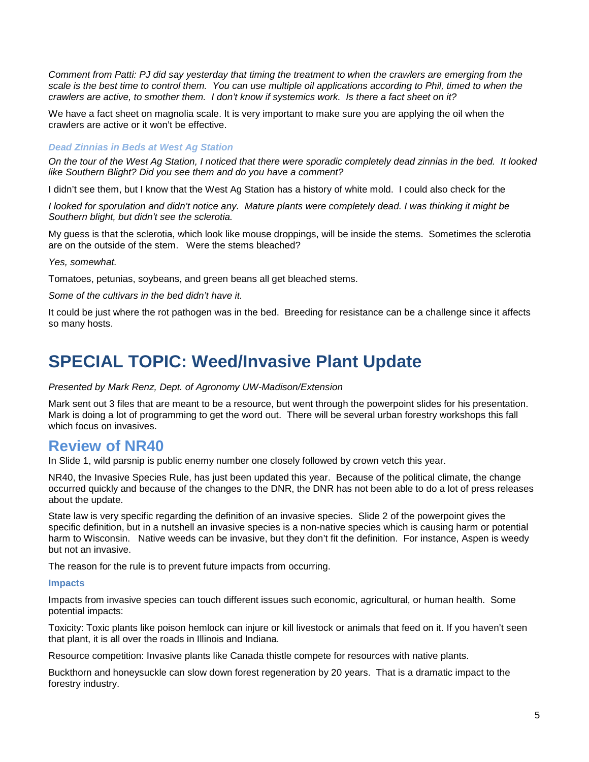*Comment from Patti: PJ did say yesterday that timing the treatment to when the crawlers are emerging from the scale is the best time to control them. You can use multiple oil applications according to Phil, timed to when the crawlers are active, to smother them. I don't know if systemics work. Is there a fact sheet on it?*

We have a fact sheet on magnolia scale. It is very important to make sure you are applying the oil when the crawlers are active or it won't be effective.

#### *Dead Zinnias in Beds at West Ag Station*

*On the tour of the West Ag Station, I noticed that there were sporadic completely dead zinnias in the bed. It looked like Southern Blight? Did you see them and do you have a comment?*

I didn't see them, but I know that the West Ag Station has a history of white mold. I could also check for the

*I looked for sporulation and didn't notice any. Mature plants were completely dead. I was thinking it might be Southern blight, but didn't see the sclerotia.*

My guess is that the sclerotia, which look like mouse droppings, will be inside the stems. Sometimes the sclerotia are on the outside of the stem. Were the stems bleached?

*Yes, somewhat.*

Tomatoes, petunias, soybeans, and green beans all get bleached stems.

*Some of the cultivars in the bed didn't have it.*

It could be just where the rot pathogen was in the bed. Breeding for resistance can be a challenge since it affects so many hosts.

# SPECIAL TOPIC: Weed/Invasive Plant Update

*Presented by Mark Renz, Dept. of Agronomy UW-Madison/Extension*

Mark sent out 3 files that are meant to be a resource, but went through the powerpoint slides for his presentation. Mark is doing a lot of programming to get the word out. There will be several urban forestry workshops this fall which focus on invasives.

## Review of NR40

In Slide 1, wild parsnip is public enemy number one closely followed by crown vetch this year.

NR40, the Invasive Species Rule, has just been updated this year. Because of the political climate, the change occurred quickly and because of the changes to the DNR, the DNR has not been able to do a lot of press releases about the update.

State law is very specific regarding the definition of an invasive species. Slide 2 of the powerpoint gives the specific definition, but in a nutshell an invasive species is a non-native species which is causing harm or potential harm to Wisconsin. Native weeds can be invasive, but they don't fit the definition. For instance, Aspen is weedy but not an invasive.

The reason for the rule is to prevent future impacts from occurring.

#### Impacts

Impacts from invasive species can touch different issues such economic, agricultural, or human health. Some potential impacts:

Toxicity: Toxic plants like poison hemlock can injure or kill livestock or animals that feed on it. If you haven't seen that plant, it is all over the roads in Illinois and Indiana.

Resource competition: Invasive plants like Canada thistle compete for resources with native plants.

Buckthorn and honeysuckle can slow down forest regeneration by 20 years. That is a dramatic impact to the forestry industry.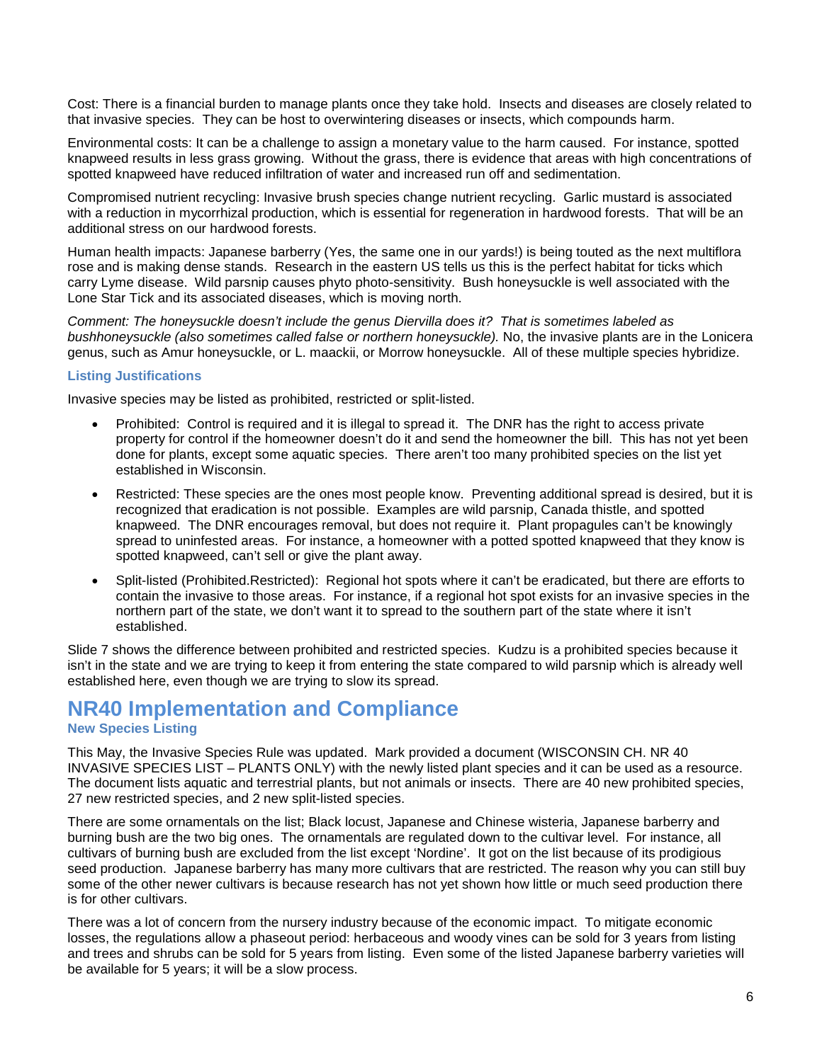Cost: There is a financial burden to manage plants once they take hold. Insects and diseases are closely related to that invasive species. They can be host to overwintering diseases or insects, which compounds harm.

Environmental costs: It can be a challenge to assign a monetary value to the harm caused. For instance, spotted knapweed results in less grass growing. Without the grass, there is evidence that areas with high concentrations of spotted knapweed have reduced infiltration of water and increased run off and sedimentation.

Compromised nutrient recycling: Invasive brush species change nutrient recycling. Garlic mustard is associated with a reduction in mycorrhizal production, which is essential for regeneration in hardwood forests. That will be an additional stress on our hardwood forests.

Human health impacts: Japanese barberry (Yes, the same one in our yards!) is being touted as the next multiflora rose and is making dense stands. Research in the eastern US tells us this is the perfect habitat for ticks which carry Lyme disease. Wild parsnip causes phyto photo-sensitivity. Bush honeysuckle is well associated with the Lone Star Tick and its associated diseases, which is moving north.

*Comment: The honeysuckle doesn't include the genus Diervilla does it? That is sometimes labeled as bushhoneysuckle (also sometimes called false or northern honeysuckle).* No, the invasive plants are in the Lonicera genus, such as Amur honeysuckle, or L. maackii, or Morrow honeysuckle. All of these multiple species hybridize.

### Listing Justifications

Invasive species may be listed as prohibited, restricted or split-listed.

- Prohibited: Control is required and it is illegal to spread it. The DNR has the right to access private property for control if the homeowner doesn't do it and send the homeowner the bill. This has not yet been done for plants, except some aquatic species. There aren't too many prohibited species on the list yet established in Wisconsin.
- Restricted: These species are the ones most people know. Preventing additional spread is desired, but it is recognized that eradication is not possible. Examples are wild parsnip, Canada thistle, and spotted knapweed. The DNR encourages removal, but does not require it. Plant propagules can't be knowingly spread to uninfested areas. For instance, a homeowner with a potted spotted knapweed that they know is spotted knapweed, can't sell or give the plant away.
- Split-listed (Prohibited.Restricted): Regional hot spots where it can't be eradicated, but there are efforts to contain the invasive to those areas. For instance, if a regional hot spot exists for an invasive species in the northern part of the state, we don't want it to spread to the southern part of the state where it isn't established.

Slide 7 shows the difference between prohibited and restricted species. Kudzu is a prohibited species because it isn't in the state and we are trying to keep it from entering the state compared to wild parsnip which is already well established here, even though we are trying to slow its spread.

## NR40 Implementation and Compliance

### New Species Listing

This May, the Invasive Species Rule was updated. Mark provided a document (WISCONSIN CH. NR 40 INVASIVE SPECIES LIST – PLANTS ONLY) with the newly listed plant species and it can be used as a resource. The document lists aquatic and terrestrial plants, but not animals or insects. There are 40 new prohibited species, 27 new restricted species, and 2 new split-listed species.

There are some ornamentals on the list; Black locust, Japanese and Chinese wisteria, Japanese barberry and burning bush are the two big ones. The ornamentals are regulated down to the cultivar level. For instance, all cultivars of burning bush are excluded from the list except 'Nordine'. It got on the list because of its prodigious seed production. Japanese barberry has many more cultivars that are restricted. The reason why you can still buy some of the other newer cultivars is because research has not yet shown how little or much seed production there is for other cultivars.

There was a lot of concern from the nursery industry because of the economic impact. To mitigate economic losses, the regulations allow a phaseout period: herbaceous and woody vines can be sold for 3 years from listing and trees and shrubs can be sold for 5 years from listing. Even some of the listed Japanese barberry varieties will be available for 5 years; it will be a slow process.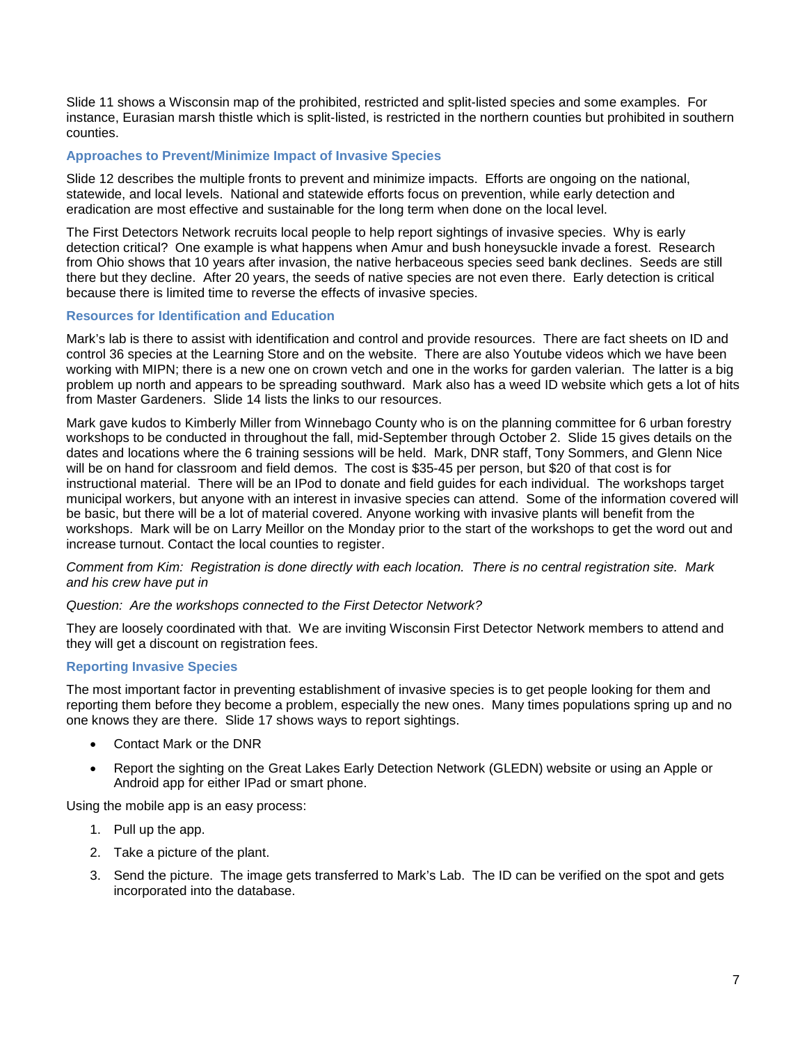Slide 11 shows a Wisconsin map of the prohibited, restricted and split-listed species and some examples. For instance, Eurasian marsh thistle which is split-listed, is restricted in the northern counties but prohibited in southern counties.

### Approaches to Prevent/Minimize Impact of Invasive Species

Slide 12 describes the multiple fronts to prevent and minimize impacts. Efforts are ongoing on the national, statewide, and local levels. National and statewide efforts focus on prevention, while early detection and eradication are most effective and sustainable for the long term when done on the local level.

The First Detectors Network recruits local people to help report sightings of invasive species. Why is early detection critical? One example is what happens when Amur and bush honeysuckle invade a forest. Research from Ohio shows that 10 years after invasion, the native herbaceous species seed bank declines. Seeds are still there but they decline. After 20 years, the seeds of native species are not even there. Early detection is critical because there is limited time to reverse the effects of invasive species.

### Resources for Identification and Education

Mark's lab is there to assist with identification and control and provide resources. There are fact sheets on ID and control 36 species at the Learning Store and on the website. There are also Youtube videos which we have been working with MIPN; there is a new one on crown vetch and one in the works for garden valerian. The latter is a big problem up north and appears to be spreading southward. Mark also has a weed ID website which gets a lot of hits from Master Gardeners. Slide 14 lists the links to our resources.

Mark gave kudos to Kimberly Miller from Winnebago County who is on the planning committee for 6 urban forestry workshops to be conducted in throughout the fall, mid-September through October 2. Slide 15 gives details on the dates and locations where the 6 training sessions will be held. Mark, DNR staff, Tony Sommers, and Glenn Nice will be on hand for classroom and field demos. The cost is $35-45 per person, but $20 of that cost is for instructional material. There will be an IPod to donate and field guides for each individual. The workshops target municipal workers, but anyone with an interest in invasive species can attend. Some of the information covered will be basic, but there will be a lot of material covered. Anyone working with invasive plants will benefit from the workshops. Mark will be on Larry Meillor on the Monday prior to the start of the workshops to get the word out and increase turnout. Contact the local counties to register.

*Comment from Kim: Registration is done directly with each location. There is no central registration site. Mark and his crew have put in*

*Question: Are the workshops connected to the First Detector Network?*

They are loosely coordinated with that. We are inviting Wisconsin First Detector Network members to attend and they will get a discount on registration fees.

### Reporting Invasive Species

The most important factor in preventing establishment of invasive species is to get people looking for them and reporting them before they become a problem, especially the new ones. Many times populations spring up and no one knows they are there. Slide 17 shows ways to report sightings.

- Contact Mark or the DNR
- Report the sighting on the Great Lakes Early Detection Network (GLEDN) website or using an Apple or Android app for either IPad or smart phone.

Using the mobile app is an easy process:

1. Pull up the app.
2. Take a picture of the plant.
3. Send the picture. The image gets transferred to Mark's Lab. The ID can be verified on the spot and gets incorporated into the database.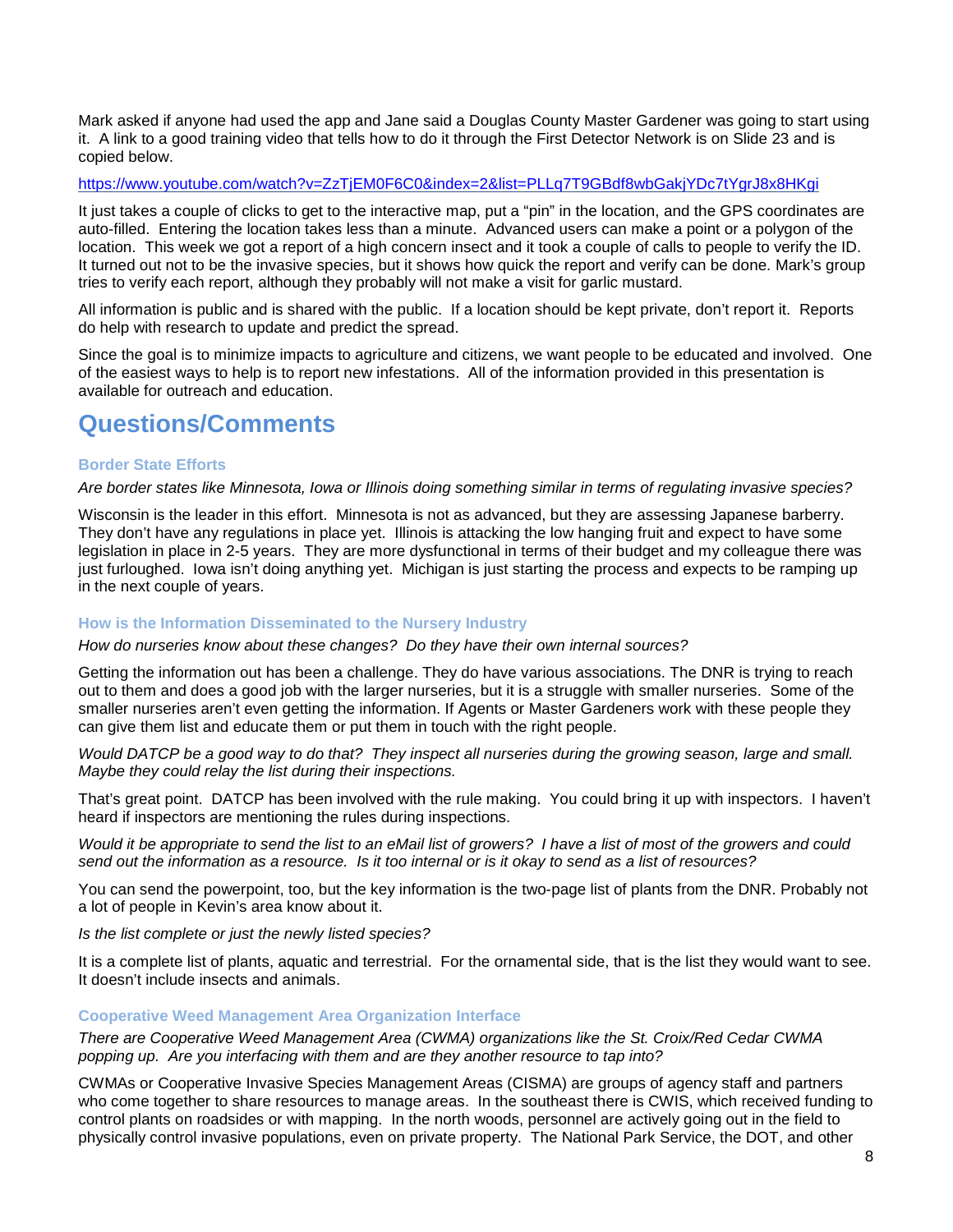Mark asked if anyone had used the app and Jane said a Douglas County Master Gardener was going to start using it. A link to a good training video that tells how to do it through the First Detector Network is on Slide 23 and is copied below.

https://www.youtube.com/watch?v=ZzTjEM0F6C0&index=2&list=PLLq7T9GBdf8wbGakjYDc7tYgrJ8x8HKgi

It just takes a couple of clicks to get to the interactive map, put a "pin" in the location, and the GPS coordinates are auto-filled. Entering the location takes less than a minute. Advanced users can make a point or a polygon of the location. This week we got a report of a high concern insect and it took a couple of calls to people to verify the ID. It turned out not to be the invasive species, but it shows how quick the report and verify can be done. Mark's group tries to verify each report, although they probably will not make a visit for garlic mustard.

All information is public and is shared with the public. If a location should be kept private, don't report it. Reports do help with research to update and predict the spread.

Since the goal is to minimize impacts to agriculture and citizens, we want people to be educated and involved. One of the easiest ways to help is to report new infestations. All of the information provided in this presentation is available for outreach and education.

# Questions/Comments

### Border State Efforts

*Are border states like Minnesota, Iowa or Illinois doing something similar in terms of regulating invasive species?*

Wisconsin is the leader in this effort. Minnesota is not as advanced, but they are assessing Japanese barberry. They don't have any regulations in place yet. Illinois is attacking the low hanging fruit and expect to have some legislation in place in 2-5 years. They are more dysfunctional in terms of their budget and my colleague there was just furloughed. Iowa isn't doing anything yet. Michigan is just starting the process and expects to be ramping up in the next couple of years.

### How is the Information Disseminated to the Nursery Industry

*How do nurseries know about these changes? Do they have their own internal sources?*

Getting the information out has been a challenge. They do have various associations. The DNR is trying to reach out to them and does a good job with the larger nurseries, but it is a struggle with smaller nurseries. Some of the smaller nurseries aren't even getting the information. If Agents or Master Gardeners work with these people they can give them list and educate them or put them in touch with the right people.

*Would DATCP be a good way to do that? They inspect all nurseries during the growing season, large and small. Maybe they could relay the list during their inspections.*

That's great point. DATCP has been involved with the rule making. You could bring it up with inspectors. I haven't heard if inspectors are mentioning the rules during inspections.

*Would it be appropriate to send the list to an eMail list of growers? I have a list of most of the growers and could send out the information as a resource. Is it too internal or is it okay to send as a list of resources?*

You can send the powerpoint, too, but the key information is the two-page list of plants from the DNR. Probably not a lot of people in Kevin's area know about it.

*Is the list complete or just the newly listed species?*

It is a complete list of plants, aquatic and terrestrial. For the ornamental side, that is the list they would want to see. It doesn't include insects and animals.

### Cooperative Weed Management Area Organization Interface

*There are Cooperative Weed Management Area (CWMA) organizations like the St. Croix/Red Cedar CWMA popping up. Are you interfacing with them and are they another resource to tap into?*

CWMAs or Cooperative Invasive Species Management Areas (CISMA) are groups of agency staff and partners who come together to share resources to manage areas. In the southeast there is CWIS, which received funding to control plants on roadsides or with mapping. In the north woods, personnel are actively going out in the field to physically control invasive populations, even on private property. The National Park Service, the DOT, and other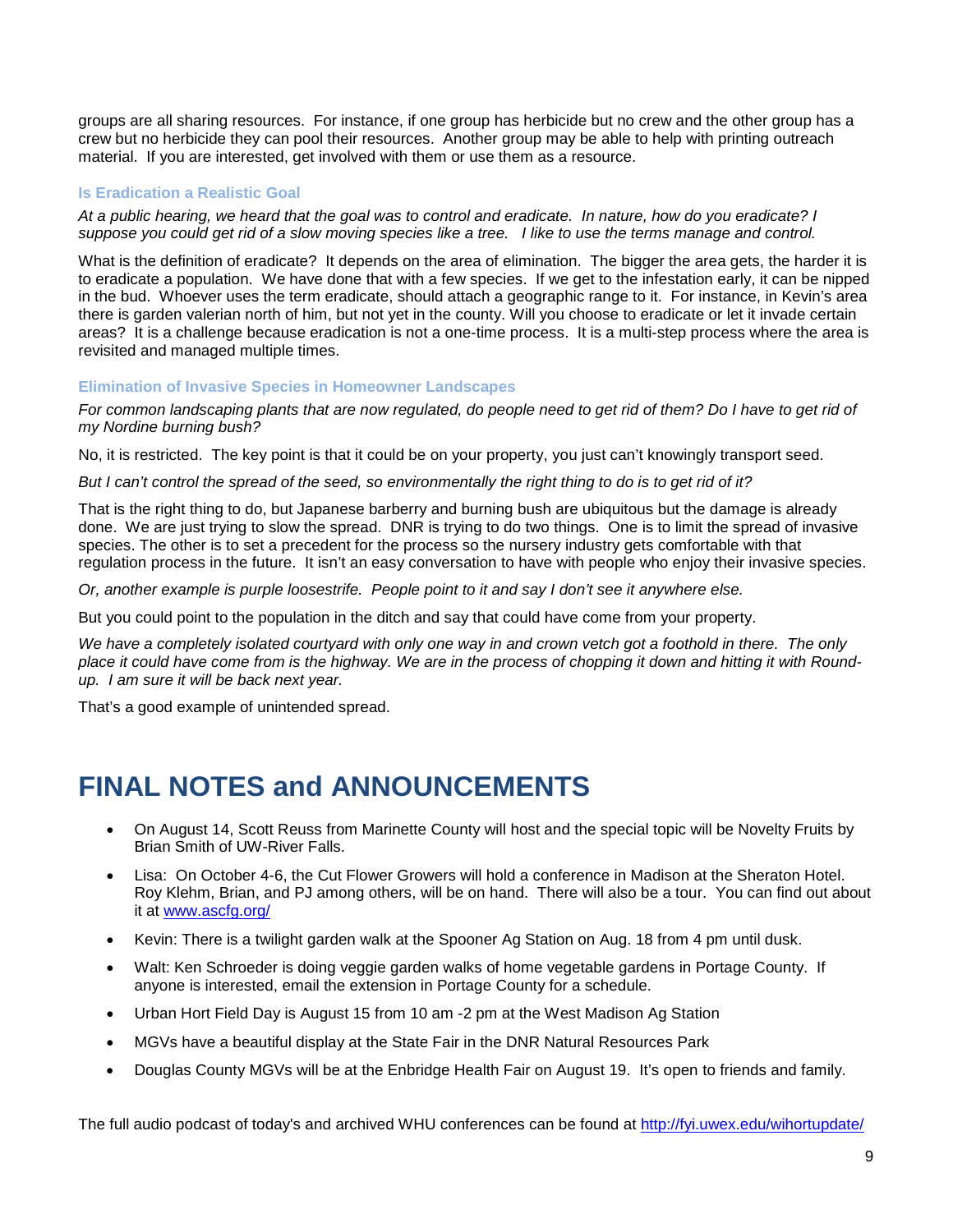groups are all sharing resources. For instance, if one group has herbicide but no crew and the other group has a crew but no herbicide they can pool their resources. Another group may be able to help with printing outreach material. If you are interested, get involved with them or use them as a resource.

### Is Eradication a Realistic Goal

*At a public hearing, we heard that the goal was to control and eradicate. In nature, how do you eradicate? I suppose you could get rid of a slow moving species like a tree. I like to use the terms manage and control.*

What is the definition of eradicate? It depends on the area of elimination. The bigger the area gets, the harder it is to eradicate a population. We have done that with a few species. If we get to the infestation early, it can be nipped in the bud. Whoever uses the term eradicate, should attach a geographic range to it. For instance, in Kevin's area there is garden valerian north of him, but not yet in the county. Will you choose to eradicate or let it invade certain areas? It is a challenge because eradication is not a one-time process. It is a multi-step process where the area is revisited and managed multiple times.

### Elimination of Invasive Species in Homeowner Landscapes

*For common landscaping plants that are now regulated, do people need to get rid of them? Do I have to get rid of my Nordine burning bush?*

No, it is restricted. The key point is that it could be on your property, you just can't knowingly transport seed.

*But I can't control the spread of the seed, so environmentally the right thing to do is to get rid of it?*

That is the right thing to do, but Japanese barberry and burning bush are ubiquitous but the damage is already done. We are just trying to slow the spread. DNR is trying to do two things. One is to limit the spread of invasive species. The other is to set a precedent for the process so the nursery industry gets comfortable with that regulation process in the future. It isn't an easy conversation to have with people who enjoy their invasive species.

*Or, another example is purple loosestrife. People point to it and say I don't see it anywhere else.*

But you could point to the population in the ditch and say that could have come from your property.

*We have a completely isolated courtyard with only one way in and crown vetch got a foothold in there. The only place it could have come from is the highway. We are in the process of chopping it down and hitting it with Round-up. I am sure it will be back next year.*

That's a good example of unintended spread.

# FINAL NOTES and ANNOUNCEMENTS

- On August 14, Scott Reuss from Marinette County will host and the special topic will be Novelty Fruits by Brian Smith of UW-River Falls.
- Lisa: On October 4-6, the Cut Flower Growers will hold a conference in Madison at the Sheraton Hotel. Roy Klehm, Brian, and PJ among others, will be on hand. There will also be a tour. You can find out about it at [www.ascfg.org/](www.ascfg.org/)
- Kevin: There is a twilight garden walk at the Spooner Ag Station on Aug. 18 from 4 pm until dusk.
- Walt: Ken Schroeder is doing veggie garden walks of home vegetable gardens in Portage County. If anyone is interested, email the extension in Portage County for a schedule.
- Urban Hort Field Day is August 15 from 10 am -2 pm at the West Madison Ag Station
- MGVs have a beautiful display at the State Fair in the DNR Natural Resources Park
- Douglas County MGVs will be at the Enbridge Health Fair on August 19. It's open to friends and family.

The full audio podcast of today's and archived WHU conferences can be found at [http://fyi.uwex.edu/wihortupdate/](http://fyi.uwex.edu/wihortupdate/)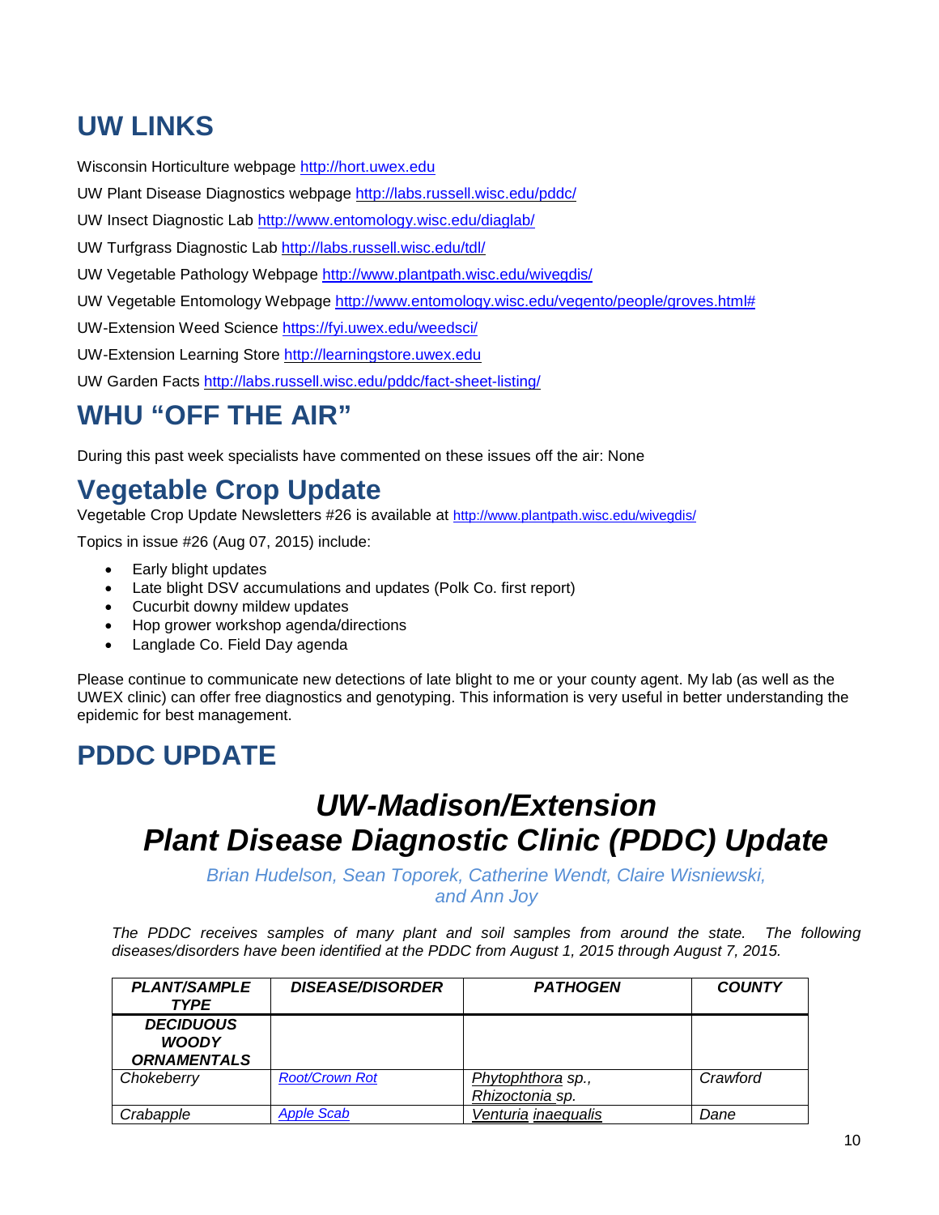# UW LINKS

Wisconsin Horticulture webpage http://hort.uwex.edu

UW Plant Disease Diagnostics webpage http://labs.russell.wisc.edu/pddc/

UW Insect Diagnostic Lab http://www.entomology.wisc.edu/diaglab/

UW Turfgrass Diagnostic Lab http://labs.russell.wisc.edu/tdl/

UW Vegetable Pathology Webpage http://www.plantpath.wisc.edu/wivegdis/

UW Vegetable Entomology Webpage http://www.entomology.wisc.edu/vegento/people/groves.html#

UW-Extension Weed Science https://fyi.uwex.edu/weedsci/

UW-Extension Learning Store http://learningstore.uwex.edu

UW Garden Facts http://labs.russell.wisc.edu/pddc/fact-sheet-listing/

# WHU "OFF THE AIR"

During this past week specialists have commented on these issues off the air: None

# Vegetable Crop Update

Vegetable Crop Update Newsletters #26 is available at http://www.plantpath.wisc.edu/wivegdis/

Topics in issue #26 (Aug 07, 2015) include:

- Early blight updates
- Late blight DSV accumulations and updates (Polk Co. first report)
- Cucurbit downy mildew updates
- Hop grower workshop agenda/directions
- Langlade Co. Field Day agenda

Please continue to communicate new detections of late blight to me or your county agent. My lab (as well as the UWEX clinic) can offer free diagnostics and genotyping. This information is very useful in better understanding the epidemic for best management.

# PDDC UPDATE

## *UW-Madison/Extension Plant Disease Diagnostic Clinic (PDDC) Update*

*Brian Hudelson, Sean Toporek, Catherine Wendt, Claire Wisniewski, and Ann Joy*

*The PDDC receives samples of many plant and soil samples from around the state. The following diseases/disorders have been identified at the PDDC from August 1, 2015 through August 7, 2015.*

| PLANT/SAMPLE TYPE | DISEASE/DISORDER | PATHOGEN | COUNTY |
|---|---|---|---|
| **DECIDUOUS WOODY ORNAMENTALS** | | | |
| Chokeberry | Root/Crown Rot | *Phytophthora* sp., *Rhizoctonia* sp. | Crawford |
| Crabapple | Apple Scab | *Venturia inaequalis* | Dane |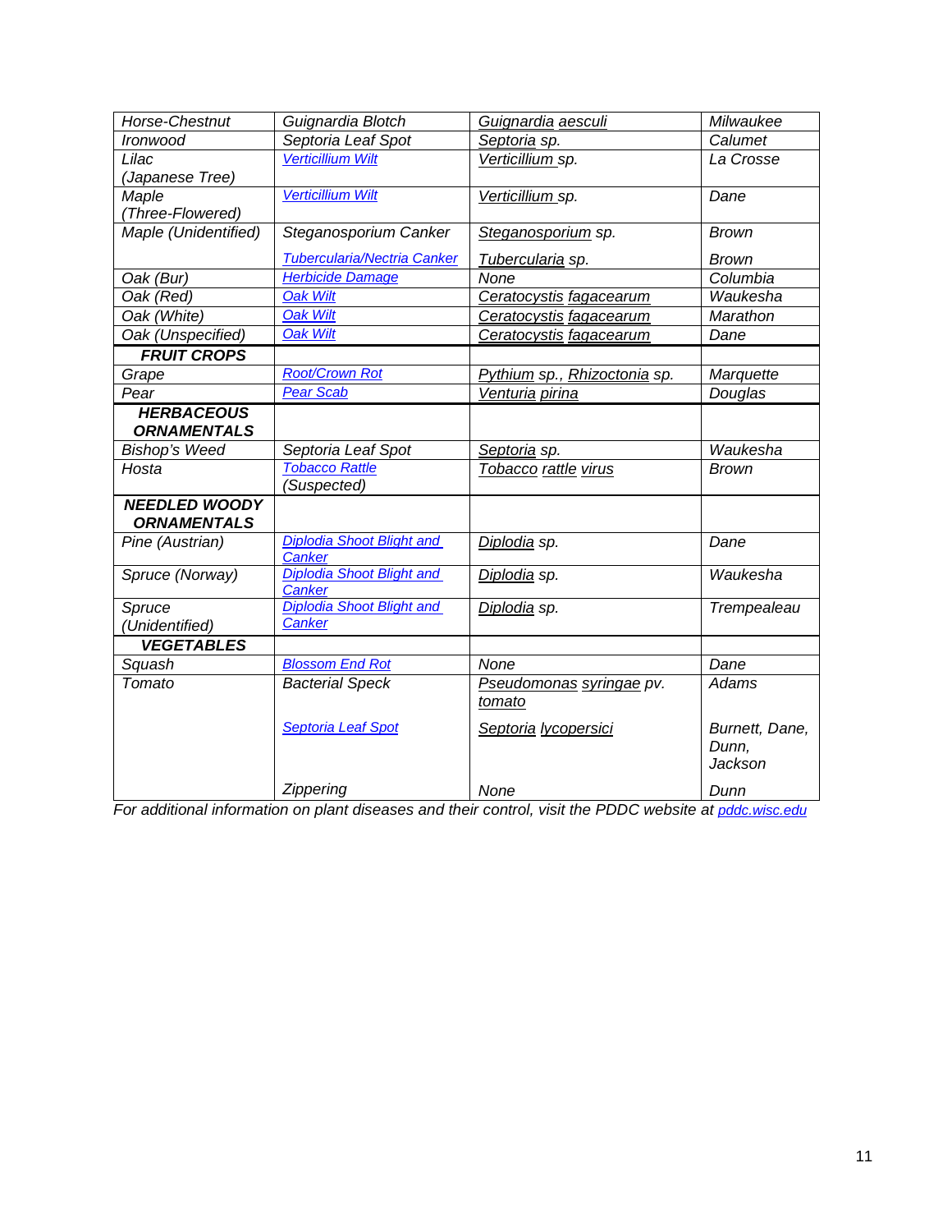| | | | |
|---|---|---|---|
| *Horse-Chestnut* | *Guignardia Blotch* | *Guignardia aesculi* | *Milwaukee* |
| *Ironwood* | *Septoria Leaf Spot* | *Septoria sp.* | *Calumet* |
| *Lilac (Japanese Tree)* | *Verticillium Wilt* | *Verticillium sp.* | *La Crosse* |
| *Maple (Three-Flowered)* | *Verticillium Wilt* | *Verticillium sp.* | *Dane* |
| *Maple (Unidentified)* | *Steganosporium Canker* | *Steganosporium sp.* | *Brown* |
| | *Tubercularia/Nectria Canker* | *Tubercularia sp.* | *Brown* |
| *Oak (Bur)* | *Herbicide Damage* | *None* | *Columbia* |
| *Oak (Red)* | *Oak Wilt* | *Ceratocystis fagacearum* | *Waukesha* |
| *Oak (White)* | *Oak Wilt* | *Ceratocystis fagacearum* | *Marathon* |
| *Oak (Unspecified)* | *Oak Wilt* | *Ceratocystis fagacearum* | *Dane* |
| ***FRUIT CROPS*** | | | |
| *Grape* | *Root/Crown Rot* | *Pythium sp., Rhizoctonia sp.* | *Marquette* |
| *Pear* | *Pear Scab* | *Venturia pirina* | *Douglas* |
| ***HERBACEOUS ORNAMENTALS*** | | | |
| *Bishop's Weed* | *Septoria Leaf Spot* | *Septoria sp.* | *Waukesha* |
| *Hosta* | *Tobacco Rattle (Suspected)* | *Tobacco rattle virus* | *Brown* |
| ***NEEDLED WOODY ORNAMENTALS*** | | | |
| *Pine (Austrian)* | *Diplodia Shoot Blight and Canker* | *Diplodia sp.* | *Dane* |
| *Spruce (Norway)* | *Diplodia Shoot Blight and Canker* | *Diplodia sp.* | *Waukesha* |
| *Spruce (Unidentified)* | *Diplodia Shoot Blight and Canker* | *Diplodia sp.* | *Trempealeau* |
| ***VEGETABLES*** | | | |
| *Squash* | *Blossom End Rot* | *None* | *Dane* |
| *Tomato* | *Bacterial Speck* | *Pseudomonas syringae pv. tomato* | *Adams* |
| | *Septoria Leaf Spot* | *Septoria lycopersici* | *Burnett, Dane, Dunn, Jackson* |
| | *Zippering* | *None* | *Dunn* |

*For additional information on plant diseases and their control, visit the PDDC website at pddc.wisc.edu*